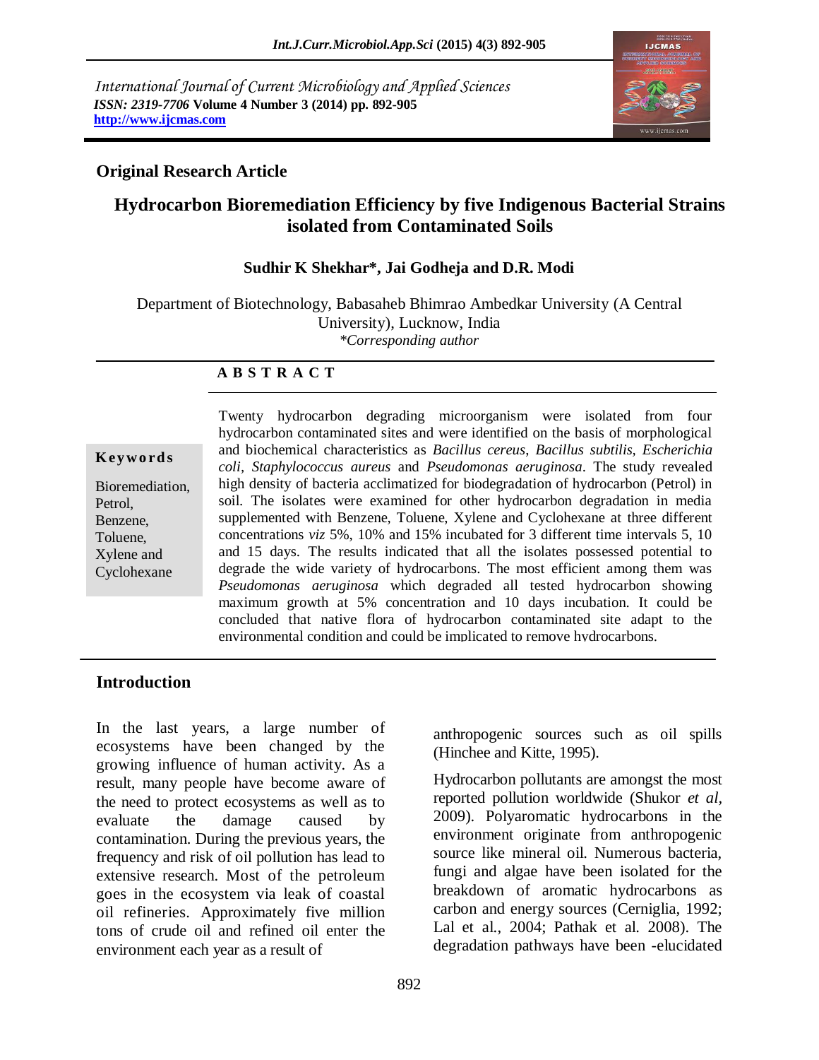International Journal of Current Microbiology and Applied Sciences
*ISSN: 2319-7706* **Volume 4 Number 3 (2014) pp. 892-905**
**http://www.ijcmas.com**

**Original Research Article**

# Hydrocarbon Bioremediation Efficiency by five Indigenous Bacterial Strains isolated from Contaminated Soils

**Sudhir K Shekhar*, Jai Godheja and D.R. Modi**

Department of Biotechnology, Babasaheb Bhimrao Ambedkar University (A Central University), Lucknow, India
*\*Corresponding author*

**A B S T R A C T**

**Keywords**

Bioremediation, Petrol, Benzene, Toluene, Xylene and Cyclohexane

Twenty hydrocarbon degrading microorganism were isolated from four hydrocarbon contaminated sites and were identified on the basis of morphological and biochemical characteristics as *Bacillus cereus*, *Bacillus subtilis*, *Escherichia coli*, *Staphylococcus aureus* and *Pseudomonas aeruginosa*. The study revealed high density of bacteria acclimatized for biodegradation of hydrocarbon (Petrol) in soil. The isolates were examined for other hydrocarbon degradation in media supplemented with Benzene, Toluene, Xylene and Cyclohexane at three different concentrations *viz* 5%, 10% and 15% incubated for 3 different time intervals 5, 10 and 15 days. The results indicated that all the isolates possessed potential to degrade the wide variety of hydrocarbons. The most efficient among them was *Pseudomonas aeruginosa* which degraded all tested hydrocarbon showing maximum growth at 5% concentration and 10 days incubation. It could be concluded that native flora of hydrocarbon contaminated site adapt to the environmental condition and could be implicated to remove hydrocarbons.

## Introduction

In the last years, a large number of ecosystems have been changed by the growing influence of human activity. As a result, many people have become aware of the need to protect ecosystems as well as to evaluate the damage caused by contamination. During the previous years, the frequency and risk of oil pollution has lead to extensive research. Most of the petroleum goes in the ecosystem via leak of coastal oil refineries. Approximately five million tons of crude oil and refined oil enter the environment each year as a result of anthropogenic sources such as oil spills (Hinchee and Kitte, 1995).

Hydrocarbon pollutants are amongst the most reported pollution worldwide (Shukor *et al*, 2009). Polyaromatic hydrocarbons in the environment originate from anthropogenic source like mineral oil. Numerous bacteria, fungi and algae have been isolated for the breakdown of aromatic hydrocarbons as carbon and energy sources (Cerniglia, 1992; Lal et al., 2004; Pathak et al. 2008). The degradation pathways have been -elucidated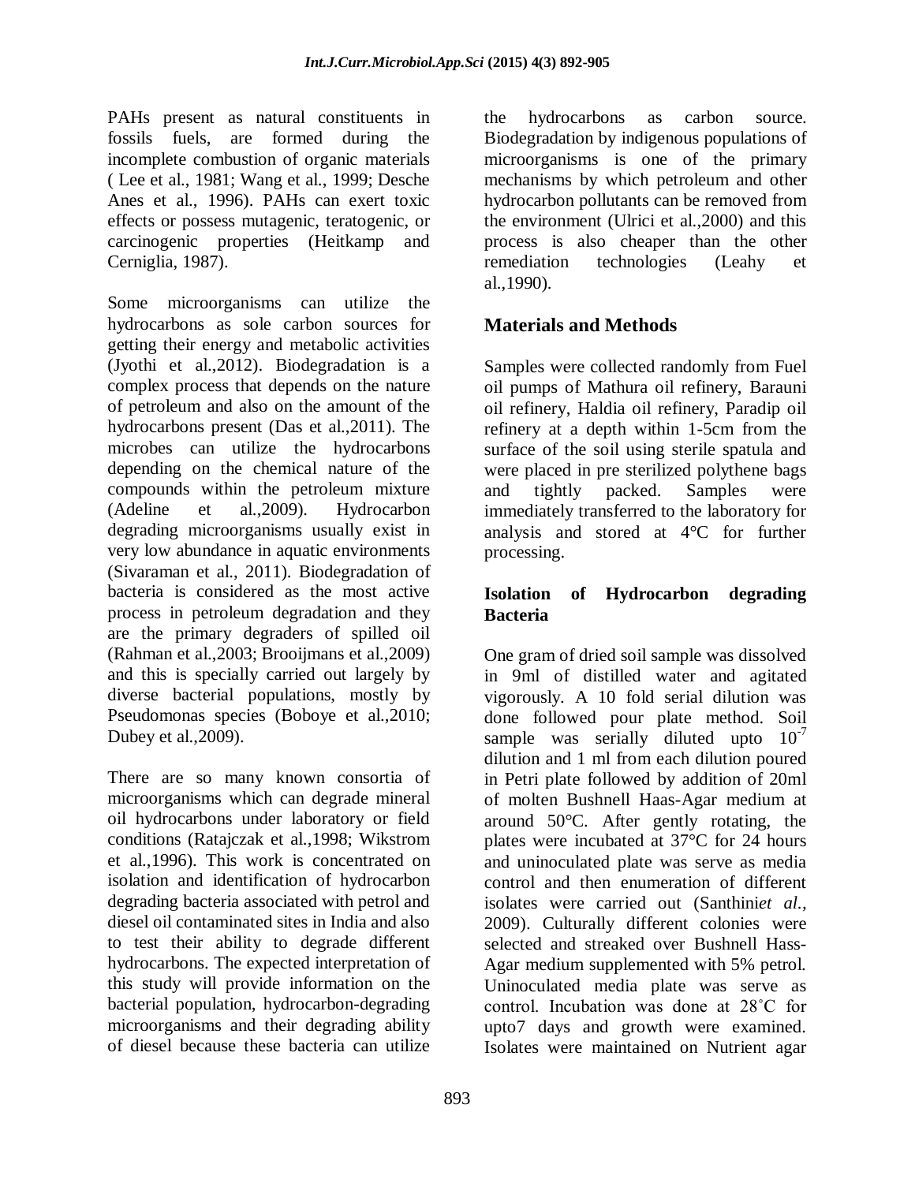PAHs present as natural constituents in fossils fuels, are formed during the incomplete combustion of organic materials ( Lee et al., 1981; Wang et al., 1999; Desche Anes et al., 1996). PAHs can exert toxic effects or possess mutagenic, teratogenic, or carcinogenic properties (Heitkamp and Cerniglia, 1987).

Some microorganisms can utilize the hydrocarbons as sole carbon sources for getting their energy and metabolic activities (Jyothi et al.,2012). Biodegradation is a complex process that depends on the nature of petroleum and also on the amount of the hydrocarbons present (Das et al.,2011). The microbes can utilize the hydrocarbons depending on the chemical nature of the compounds within the petroleum mixture (Adeline et al.,2009). Hydrocarbon degrading microorganisms usually exist in very low abundance in aquatic environments (Sivaraman et al., 2011). Biodegradation of bacteria is considered as the most active process in petroleum degradation and they are the primary degraders of spilled oil (Rahman et al.,2003; Brooijmans et al.,2009) and this is specially carried out largely by diverse bacterial populations, mostly by Pseudomonas species (Boboye et al.,2010; Dubey et al.,2009).

There are so many known consortia of microorganisms which can degrade mineral oil hydrocarbons under laboratory or field conditions (Ratajczak et al.,1998; Wikstrom et al.,1996). This work is concentrated on isolation and identification of hydrocarbon degrading bacteria associated with petrol and diesel oil contaminated sites in India and also to test their ability to degrade different hydrocarbons. The expected interpretation of this study will provide information on the bacterial population, hydrocarbon-degrading microorganisms and their degrading ability of diesel because these bacteria can utilize the hydrocarbons as carbon source. Biodegradation by indigenous populations of microorganisms is one of the primary mechanisms by which petroleum and other hydrocarbon pollutants can be removed from the environment (Ulrici et al.,2000) and this process is also cheaper than the other remediation technologies (Leahy et al.,1990).

## Materials and Methods

Samples were collected randomly from Fuel oil pumps of Mathura oil refinery, Barauni oil refinery, Haldia oil refinery, Paradip oil refinery at a depth within 1-5cm from the surface of the soil using sterile spatula and were placed in pre sterilized polythene bags and tightly packed. Samples were immediately transferred to the laboratory for analysis and stored at 4°C for further processing.

### Isolation of Hydrocarbon degrading Bacteria

One gram of dried soil sample was dissolved in 9ml of distilled water and agitated vigorously. A 10 fold serial dilution was done followed pour plate method. Soil sample was serially diluted upto $10^{-7}$ dilution and 1 ml from each dilution poured in Petri plate followed by addition of 20ml of molten Bushnell Haas-Agar medium at around 50°C. After gently rotating, the plates were incubated at 37°C for 24 hours and uninoculated plate was serve as media control and then enumeration of different isolates were carried out (Santhini*et al.*, 2009). Culturally different colonies were selected and streaked over Bushnell Hass-Agar medium supplemented with 5% petrol. Uninoculated media plate was serve as control. Incubation was done at 28˚C for upto7 days and growth were examined. Isolates were maintained on Nutrient agar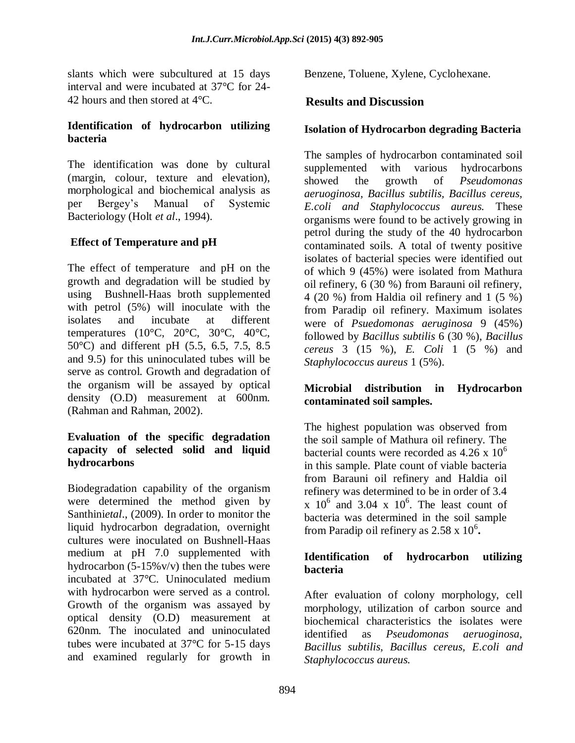slants which were subcultured at 15 days interval and were incubated at 37°C for 24-42 hours and then stored at 4°C.

### Identification of hydrocarbon utilizing bacteria

The identification was done by cultural (margin, colour, texture and elevation), morphological and biochemical analysis as per Bergey's Manual of Systemic Bacteriology (Holt *et al*., 1994).

### Effect of Temperature and pH

The effect of temperature and pH on the growth and degradation will be studied by using Bushnell-Haas broth supplemented with petrol (5%) will inoculate with the isolates and incubate at different temperatures (10°C, 20°C, 30°C, 40°C, 50°C) and different pH (5.5, 6.5, 7.5, 8.5 and 9.5) for this uninoculated tubes will be serve as control. Growth and degradation of the organism will be assayed by optical density (O.D) measurement at 600nm. (Rahman and Rahman, 2002).

### Evaluation of the specific degradation capacity of selected solid and liquid hydrocarbons

Biodegradation capability of the organism were determined the method given by Santhini*etal*., (2009). In order to monitor the liquid hydrocarbon degradation, overnight cultures were inoculated on Bushnell-Haas medium at pH 7.0 supplemented with hydrocarbon (5-15%v/v) then the tubes were incubated at 37°C. Uninoculated medium with hydrocarbon were served as a control. Growth of the organism was assayed by optical density (O.D) measurement at 620nm. The inoculated and uninoculated tubes were incubated at 37°C for 5-15 days and examined regularly for growth in Benzene, Toluene, Xylene, Cyclohexane.

## Results and Discussion

### Isolation of Hydrocarbon degrading Bacteria

The samples of hydrocarbon contaminated soil supplemented with various hydrocarbons showed the growth of *Pseudomonas aeruoginosa, Bacillus subtilis, Bacillus cereus, E.coli and Staphylococcus aureus.* These organisms were found to be actively growing in petrol during the study of the 40 hydrocarbon contaminated soils. A total of twenty positive isolates of bacterial species were identified out of which 9 (45%) were isolated from Mathura oil refinery, 6 (30 %) from Barauni oil refinery, 4 (20 %) from Haldia oil refinery and 1 (5 %) from Paradip oil refinery. Maximum isolates were of *Psuedomonas aeruginosa* 9 (45%) followed by *Bacillus subtilis* 6 (30 %), *Bacillus cereus* 3 (15 %), *E. Coli* 1 (5 %) and *Staphylococcus aureus* 1 (5%).

### Microbial distribution in Hydrocarbon contaminated soil samples.

The highest population was observed from the soil sample of Mathura oil refinery. The bacterial counts were recorded as $4.26 \times 10^6$ in this sample. Plate count of viable bacteria from Barauni oil refinery and Haldia oil refinery was determined to be in order of $3.4 \times 10^6$ and $3.04 \times 10^6$. The least count of bacteria was determined in the soil sample from Paradip oil refinery as $2.58 \times 10^6$**.**

### Identification of hydrocarbon utilizing bacteria

After evaluation of colony morphology, cell morphology, utilization of carbon source and biochemical characteristics the isolates were identified as *Pseudomonas aeruoginosa, Bacillus subtilis, Bacillus cereus, E.coli and Staphylococcus aureus.*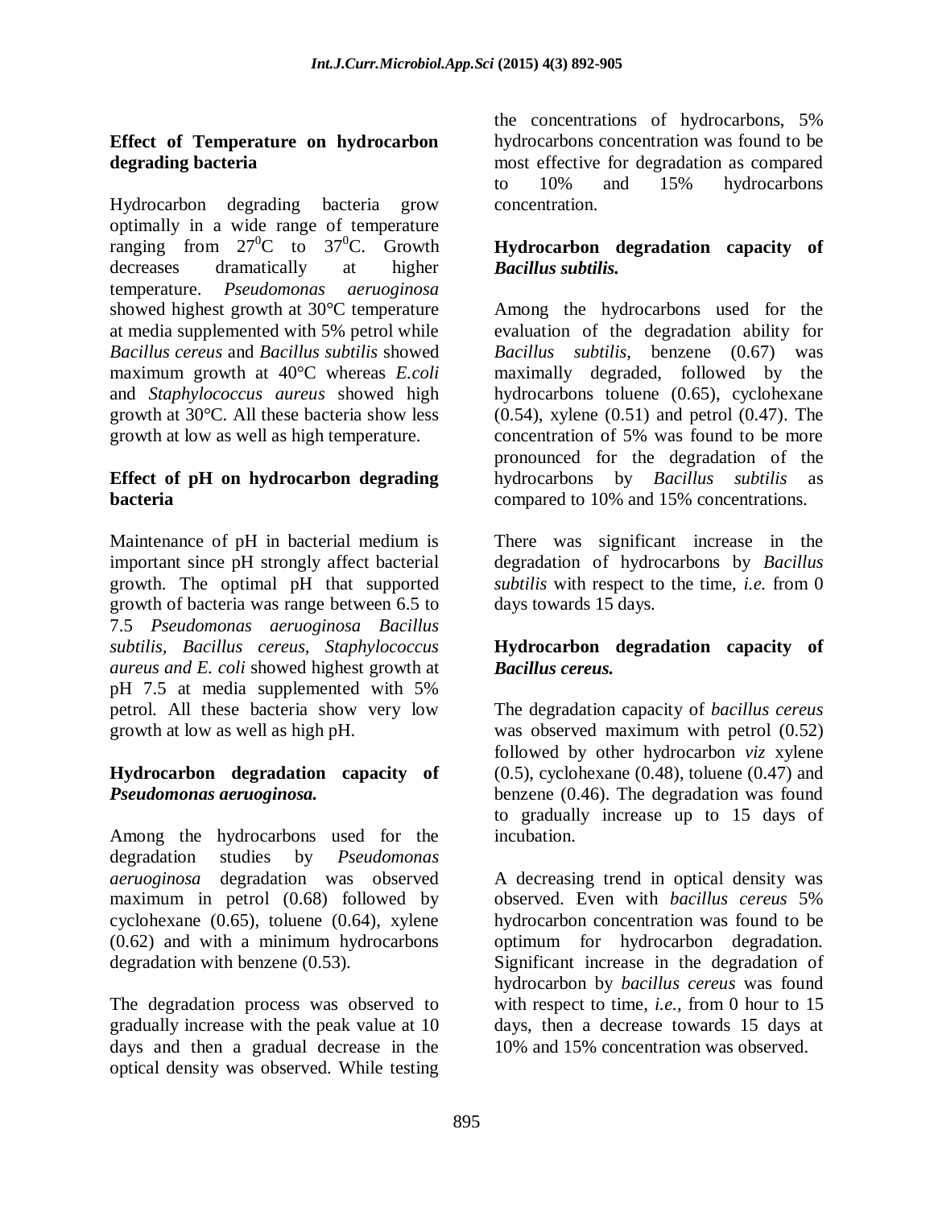**Effect of Temperature on hydrocarbon degrading bacteria**

Hydrocarbon degrading bacteria grow optimally in a wide range of temperature ranging from $27^0$C to $37^0$C. Growth decreases dramatically at higher temperature. *Pseudomonas aeruoginosa* showed highest growth at 30°C temperature at media supplemented with 5% petrol while *Bacillus cereus* and *Bacillus subtilis* showed maximum growth at 40°C whereas *E.coli* and *Staphylococcus aureus* showed high growth at 30°C. All these bacteria show less growth at low as well as high temperature.

**Effect of pH on hydrocarbon degrading bacteria**

Maintenance of pH in bacterial medium is important since pH strongly affect bacterial growth. The optimal pH that supported growth of bacteria was range between 6.5 to 7.5 *Pseudomonas aeruoginosa Bacillus subtilis*, *Bacillus cereus*, *Staphylococcus aureus and E. coli* showed highest growth at pH 7.5 at media supplemented with 5% petrol. All these bacteria show very low growth at low as well as high pH.

**Hydrocarbon degradation capacity of *Pseudomonas aeruoginosa.***

Among the hydrocarbons used for the degradation studies by *Pseudomonas aeruoginosa* degradation was observed maximum in petrol (0.68) followed by cyclohexane (0.65), toluene (0.64), xylene (0.62) and with a minimum hydrocarbons degradation with benzene (0.53).

The degradation process was observed to gradually increase with the peak value at 10 days and then a gradual decrease in the optical density was observed. While testing the concentrations of hydrocarbons, 5% hydrocarbons concentration was found to be most effective for degradation as compared to 10% and 15% hydrocarbons concentration.

**Hydrocarbon degradation capacity of *Bacillus subtilis.***

Among the hydrocarbons used for the evaluation of the degradation ability for *Bacillus subtilis,* benzene (0.67) was maximally degraded, followed by the hydrocarbons toluene (0.65), cyclohexane (0.54), xylene (0.51) and petrol (0.47). The concentration of 5% was found to be more pronounced for the degradation of the hydrocarbons by *Bacillus subtilis* as compared to 10% and 15% concentrations.

There was significant increase in the degradation of hydrocarbons by *Bacillus subtilis* with respect to the time, *i.e.* from 0 days towards 15 days.

**Hydrocarbon degradation capacity of *Bacillus cereus.***

The degradation capacity of *bacillus cereus* was observed maximum with petrol (0.52) followed by other hydrocarbon *viz* xylene (0.5), cyclohexane (0.48), toluene (0.47) and benzene (0.46). The degradation was found to gradually increase up to 15 days of incubation.

A decreasing trend in optical density was observed. Even with *bacillus cereus* 5% hydrocarbon concentration was found to be optimum for hydrocarbon degradation. Significant increase in the degradation of hydrocarbon by *bacillus cereus* was found with respect to time, *i.e.,* from 0 hour to 15 days, then a decrease towards 15 days at 10% and 15% concentration was observed.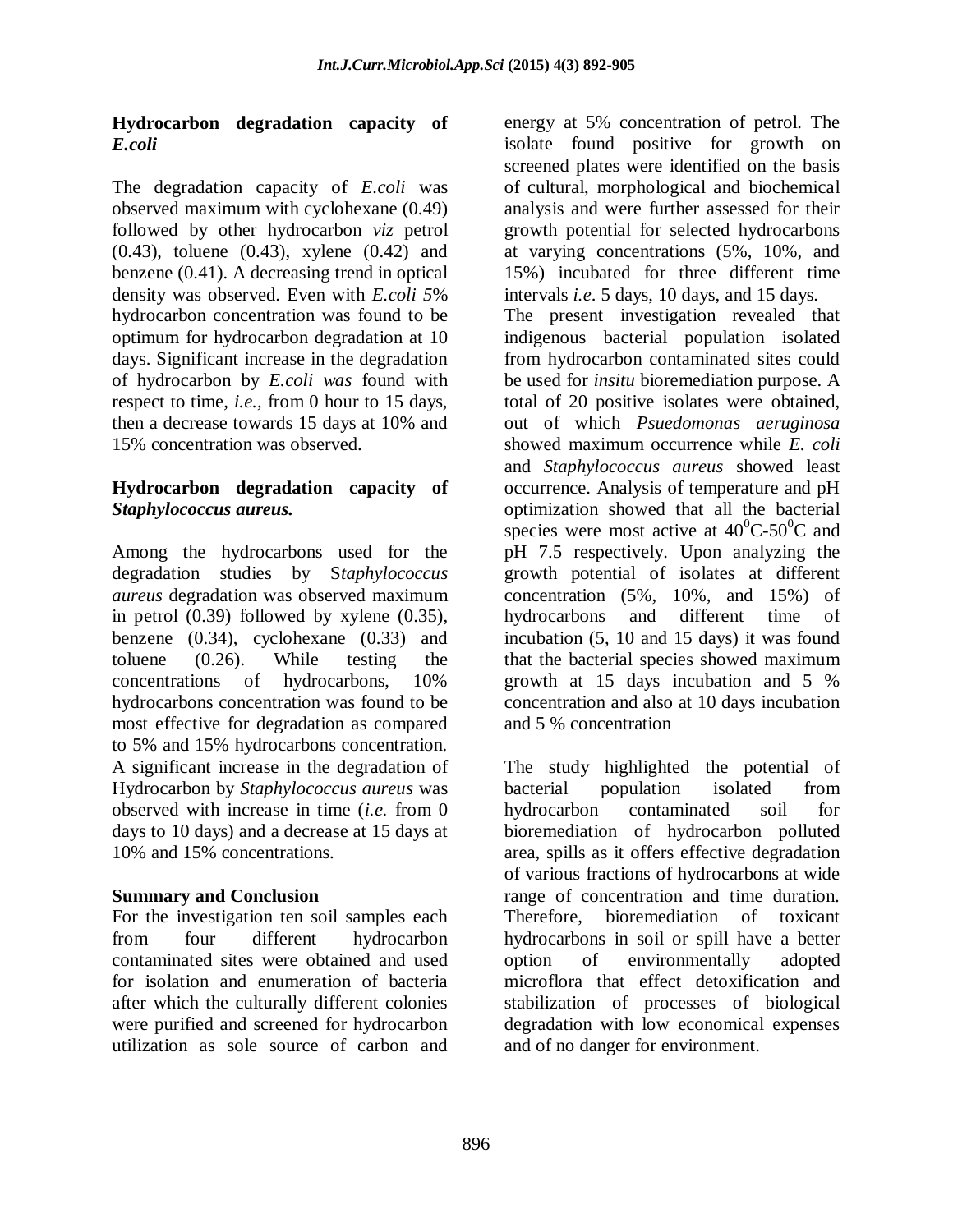### Hydrocarbon degradation capacity of *E.coli*

The degradation capacity of *E.coli* was observed maximum with cyclohexane (0.49) followed by other hydrocarbon *viz* petrol (0.43), toluene (0.43), xylene (0.42) and benzene (0.41). A decreasing trend in optical density was observed. Even with *E.coli 5*% hydrocarbon concentration was found to be optimum for hydrocarbon degradation at 10 days. Significant increase in the degradation of hydrocarbon by *E.coli was* found with respect to time, *i.e.,* from 0 hour to 15 days, then a decrease towards 15 days at 10% and 15% concentration was observed.

### Hydrocarbon degradation capacity of *Staphylococcus aureus.*

Among the hydrocarbons used for the degradation studies by S*taphylococcus aureus* degradation was observed maximum in petrol (0.39) followed by xylene (0.35), benzene (0.34), cyclohexane (0.33) and toluene (0.26). While testing the concentrations of hydrocarbons, 10% hydrocarbons concentration was found to be most effective for degradation as compared to 5% and 15% hydrocarbons concentration. A significant increase in the degradation of Hydrocarbon by *Staphylococcus aureus* was observed with increase in time (*i.e.* from 0 days to 10 days) and a decrease at 15 days at 10% and 15% concentrations.

### Summary and Conclusion

For the investigation ten soil samples each from four different hydrocarbon contaminated sites were obtained and used for isolation and enumeration of bacteria after which the culturally different colonies were purified and screened for hydrocarbon utilization as sole source of carbon and energy at 5% concentration of petrol. The isolate found positive for growth on screened plates were identified on the basis of cultural, morphological and biochemical analysis and were further assessed for their growth potential for selected hydrocarbons at varying concentrations (5%, 10%, and 15%) incubated for three different time intervals *i.e*. 5 days, 10 days, and 15 days.

The present investigation revealed that indigenous bacterial population isolated from hydrocarbon contaminated sites could be used for *insitu* bioremediation purpose. A total of 20 positive isolates were obtained, out of which *Psuedomonas aeruginosa* showed maximum occurrence while *E. coli* and *Staphylococcus aureus* showed least occurrence. Analysis of temperature and pH optimization showed that all the bacterial species were most active at $40^0$C-$50^0$C and pH 7.5 respectively. Upon analyzing the growth potential of isolates at different concentration (5%, 10%, and 15%) of hydrocarbons and different time of incubation (5, 10 and 15 days) it was found that the bacterial species showed maximum growth at 15 days incubation and 5 % concentration and also at 10 days incubation and 5 % concentration

The study highlighted the potential of bacterial population isolated from hydrocarbon contaminated soil for bioremediation of hydrocarbon polluted area, spills as it offers effective degradation of various fractions of hydrocarbons at wide range of concentration and time duration. Therefore, bioremediation of toxicant hydrocarbons in soil or spill have a better option of environmentally adopted microflora that effect detoxification and stabilization of processes of biological degradation with low economical expenses and of no danger for environment.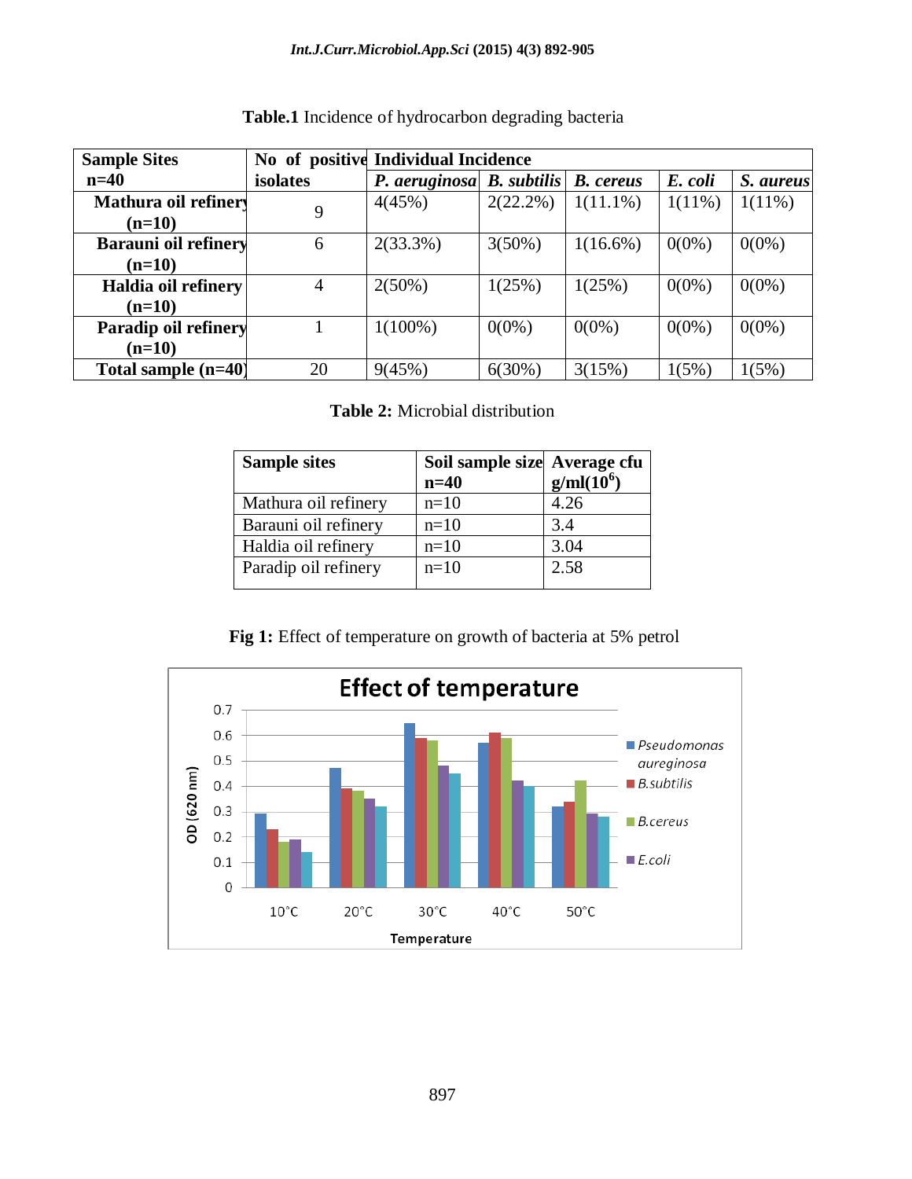**Table.1** Incidence of hydrocarbon degrading bacteria

| Sample Sites n=40 | No of positive isolates | Individual Incidence | | | | |
|---|---|---|---|---|---|---|
| | | *P. aeruginosa* | *B. subtilis* | *B. cereus* | *E. coli* | *S. aureus* |
| **Mathura oil refinery (n=10)** | 9 | 4(45%) | 2(22.2%) | 1(11.1%) | 1(11%) | 1(11%) |
| **Barauni oil refinery (n=10)** | 6 | 2(33.3%) | 3(50%) | 1(16.6%) | 0(0%) | 0(0%) |
| **Haldia oil refinery (n=10)** | 4 | 2(50%) | 1(25%) | 1(25%) | 0(0%) | 0(0%) |
| **Paradip oil refinery (n=10)** | 1 | 1(100%) | 0(0%) | 0(0%) | 0(0%) | 0(0%) |
| **Total sample (n=40)** | 20 | 9(45%) | 6(30%) | 3(15%) | 1(5%) | 1(5%) |

**Table 2:** Microbial distribution

| Sample sites | Soil sample size n=40 | Average cfu g/ml($10^6$) |
|---|---|---|
| Mathura oil refinery | n=10 | 4.26 |
| Barauni oil refinery | n=10 | 3.4 |
| Haldia oil refinery | n=10 | 3.04 |
| Paradip oil refinery | n=10 | 2.58 |

**Fig 1:** Effect of temperature on growth of bacteria at 5% petrol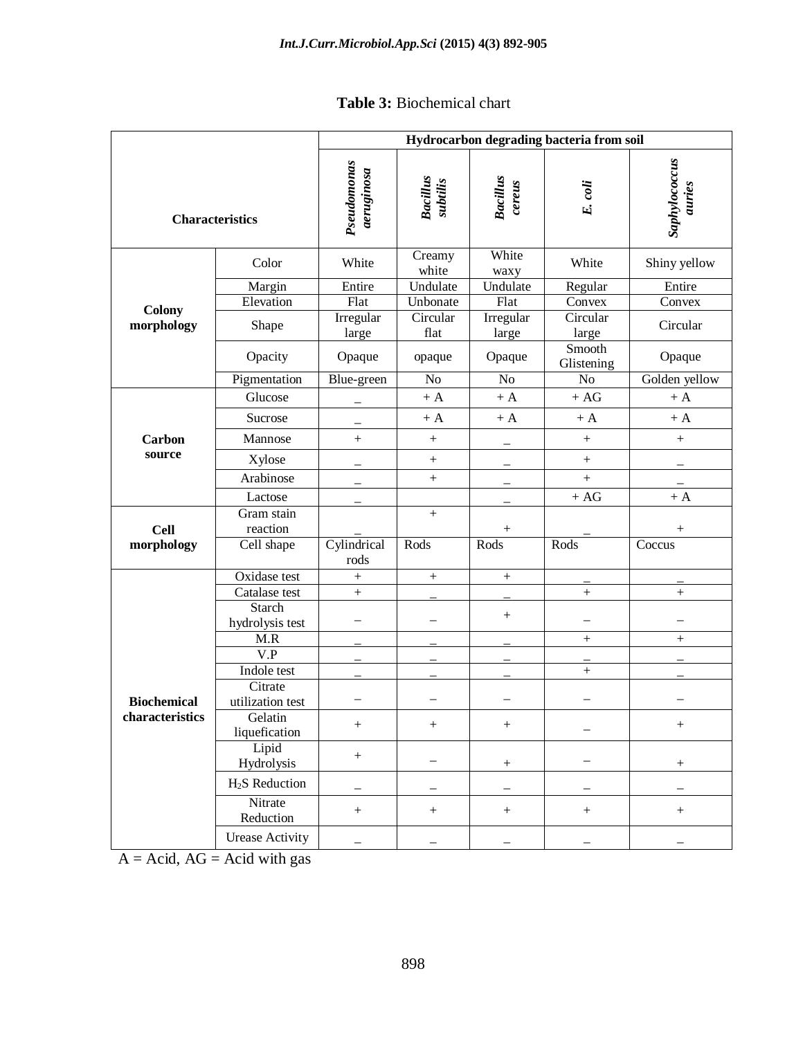**Table 3:** Biochemical chart

| Characteristics | | Hydrocarbon degrading bacteria from soil | | | | |
|---|---|---|---|---|---|---|
| | | ***Pseudomonas aeruginosa*** | ***Bacillus subtilis*** | ***Bacillus cereus*** | ***E. coli*** | ***Saphylococcus auries*** |
| **Colony morphology** | Color | White | Creamy white | White waxy | White | Shiny yellow |
| | Margin | Entire | Undulate | Undulate | Regular | Entire |
| | Elevation | Flat | Unbonate | Flat | Convex | Convex |
| | Shape | Irregular large | Circular flat | Irregular large | Circular large | Circular |
| | Opacity | Opaque | opaque | Opaque | Smooth Glistening | Opaque |
| | Pigmentation | Blue-green | No | No | No | Golden yellow |
| **Carbon source** | Glucose | _ | + A | + A | + AG | + A |
| | Sucrose | _ | + A | + A | + A | + A |
| | Mannose | + | + | _ | + | + |
| | Xylose | _ | + | _ | + | _ |
| | Arabinose | _ | + | _ | + | _ |
| | Lactose | _ | | _ | + AG | + A |
| **Cell morphology** | Gram stain reaction | _ | + | + | _ | + |
| | Cell shape | Cylindrical rods | Rods | Rods | Rods | Coccus |
| **Biochemical characteristics** | Oxidase test | + | + | + | _ | _ |
| | Catalase test | + | _ | _ | + | + |
| | Starch hydrolysis test | – | – | + | – | – |
| | M.R | _ | _ | _ | + | + |
| | V.P | _ | _ | _ | _ | _ |
| | Indole test | _ | _ | _ | + | _ |
| | Citrate utilization test | – | – | – | – | – |
| | Gelatin liquefication | + | + | + | _ | + |
| | Lipid Hydrolysis | + | – | + | – | + |
| | $H_2S$ Reduction | _ | – | – | – | – |
| | Nitrate Reduction | + | + | + | + | + |
| | Urease Activity | – | – | – | – | – |

A = Acid, AG = Acid with gas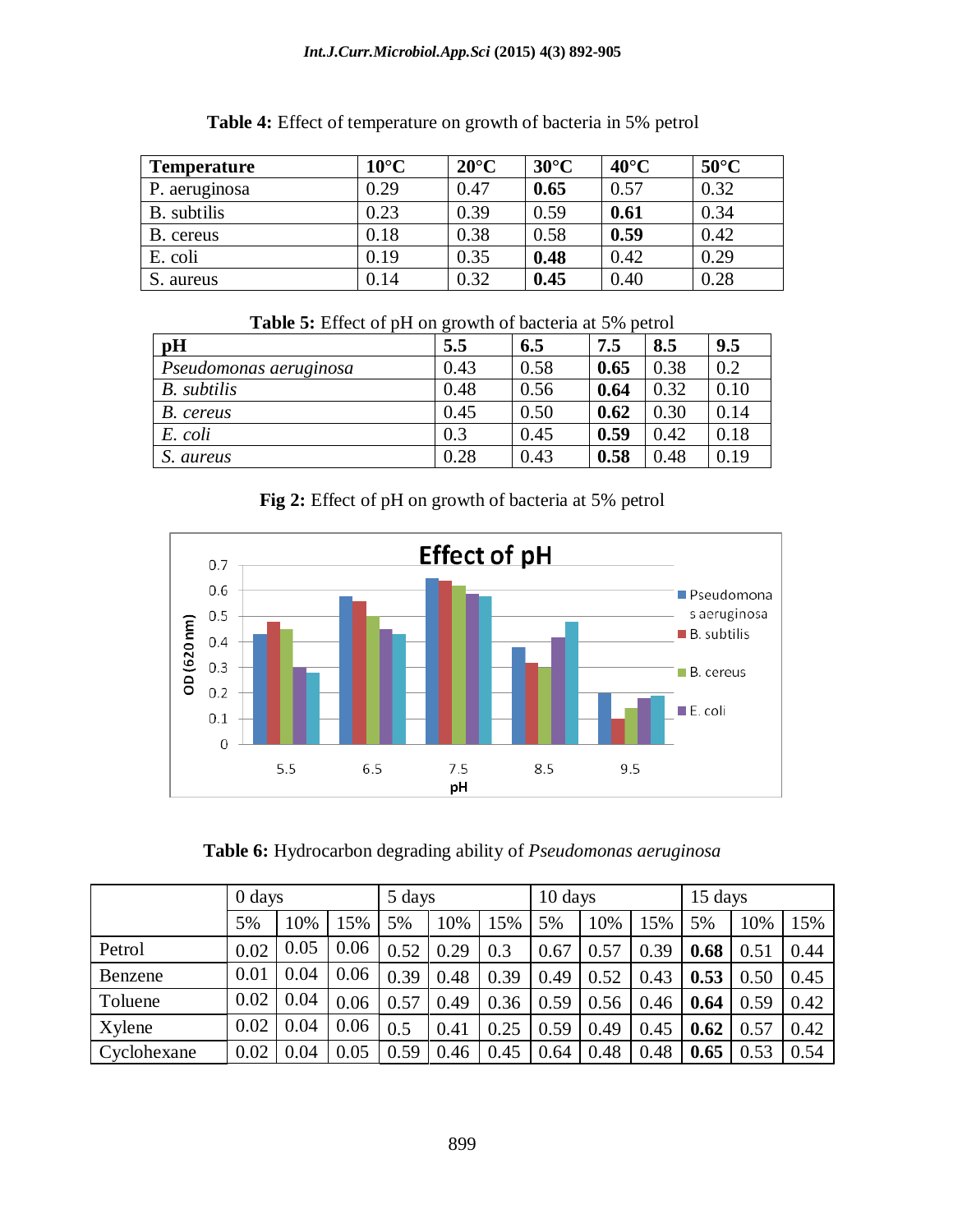**Table 4:** Effect of temperature on growth of bacteria in 5% petrol

| **Temperature** | **10°C** | **20°C** | **30°C** | **40°C** | **50°C** |
|---|---|---|---|---|---|
| P. aeruginosa | 0.29 | 0.47 | **0.65** | 0.57 | 0.32 |
| B. subtilis | 0.23 | 0.39 | 0.59 | **0.61** | 0.34 |
| B. cereus | 0.18 | 0.38 | 0.58 | **0.59** | 0.42 |
| E. coli | 0.19 | 0.35 | **0.48** | 0.42 | 0.29 |
| S. aureus | 0.14 | 0.32 | **0.45** | 0.40 | 0.28 |

**Table 5:** Effect of pH on growth of bacteria at 5% petrol

| **pH** | **5.5** | **6.5** | **7.5** | **8.5** | **9.5** |
|---|---|---|---|---|---|
| *Pseudomonas aeruginosa* | 0.43 | 0.58 | **0.65** | 0.38 | 0.2 |
| *B. subtilis* | 0.48 | 0.56 | **0.64** | 0.32 | 0.10 |
| *B. cereus* | 0.45 | 0.50 | **0.62** | 0.30 | 0.14 |
| *E. coli* | 0.3 | 0.45 | **0.59** | 0.42 | 0.18 |
| *S. aureus* | 0.28 | 0.43 | **0.58** | 0.48 | 0.19 |

**Fig 2:** Effect of pH on growth of bacteria at 5% petrol

**Table 6:** Hydrocarbon degrading ability of *Pseudomonas aeruginosa*

| | 0 days | | | 5 days | | | 10 days | | | 15 days | | |
|---|---|---|---|---|---|---|---|---|---|---|---|---|
| | 5% | 10% | 15% | 5% | 10% | 15% | 5% | 10% | 15% | 5% | 10% | 15% |
| Petrol | 0.02 | 0.05 | 0.06 | 0.52 | 0.29 | 0.3 | 0.67 | 0.57 | 0.39 | **0.68** | 0.51 | 0.44 |
| Benzene | 0.01 | 0.04 | 0.06 | 0.39 | 0.48 | 0.39 | 0.49 | 0.52 | 0.43 | **0.53** | 0.50 | 0.45 |
| Toluene | 0.02 | 0.04 | 0.06 | 0.57 | 0.49 | 0.36 | 0.59 | 0.56 | 0.46 | **0.64** | 0.59 | 0.42 |
| Xylene | 0.02 | 0.04 | 0.06 | 0.5 | 0.41 | 0.25 | 0.59 | 0.49 | 0.45 | **0.62** | 0.57 | 0.42 |
| Cyclohexane | 0.02 | 0.04 | 0.05 | 0.59 | 0.46 | 0.45 | 0.64 | 0.48 | 0.48 | **0.65** | 0.53 | 0.54 |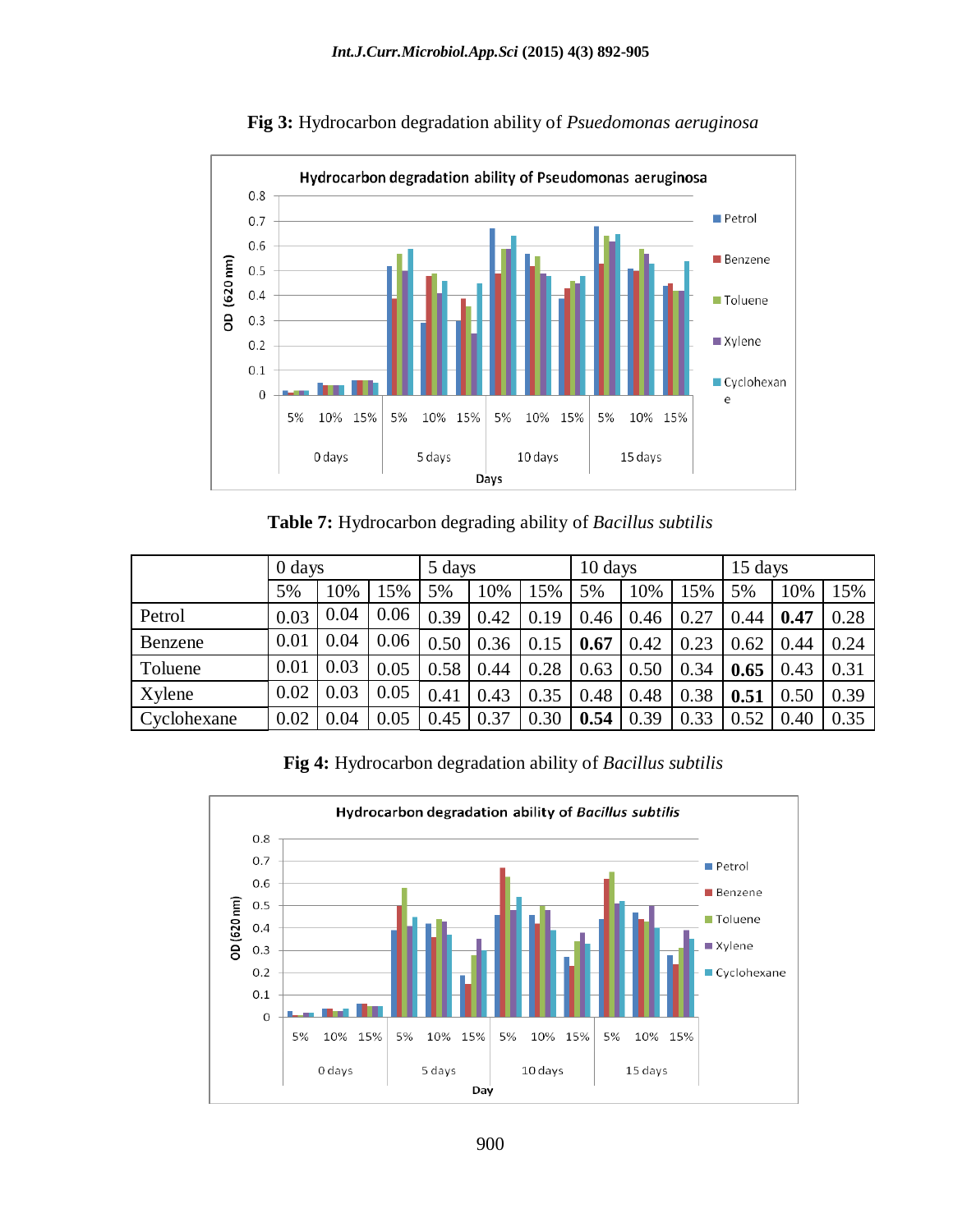**Fig 3:** Hydrocarbon degradation ability of *Psuedomonas aeruginosa*

**Table 7:** Hydrocarbon degrading ability of *Bacillus subtilis*

| | 0 days | | | 5 days | | | 10 days | | | 15 days | | |
|---|---|---|---|---|---|---|---|---|---|---|---|---|
| | 5% | 10% | 15% | 5% | 10% | 15% | 5% | 10% | 15% | 5% | 10% | 15% |
| Petrol | 0.03 | 0.04 | 0.06 | 0.39 | 0.42 | 0.19 | 0.46 | 0.46 | 0.27 | 0.44 | **0.47** | 0.28 |
| Benzene | 0.01 | 0.04 | 0.06 | 0.50 | 0.36 | 0.15 | **0.67** | 0.42 | 0.23 | 0.62 | 0.44 | 0.24 |
| Toluene | 0.01 | 0.03 | 0.05 | 0.58 | 0.44 | 0.28 | 0.63 | 0.50 | 0.34 | **0.65** | 0.43 | 0.31 |
| Xylene | 0.02 | 0.03 | 0.05 | 0.41 | 0.43 | 0.35 | 0.48 | 0.48 | 0.38 | **0.51** | 0.50 | 0.39 |
| Cyclohexane | 0.02 | 0.04 | 0.05 | 0.45 | 0.37 | 0.30 | **0.54** | 0.39 | 0.33 | 0.52 | 0.40 | 0.35 |

**Fig 4:** Hydrocarbon degradation ability of *Bacillus subtilis*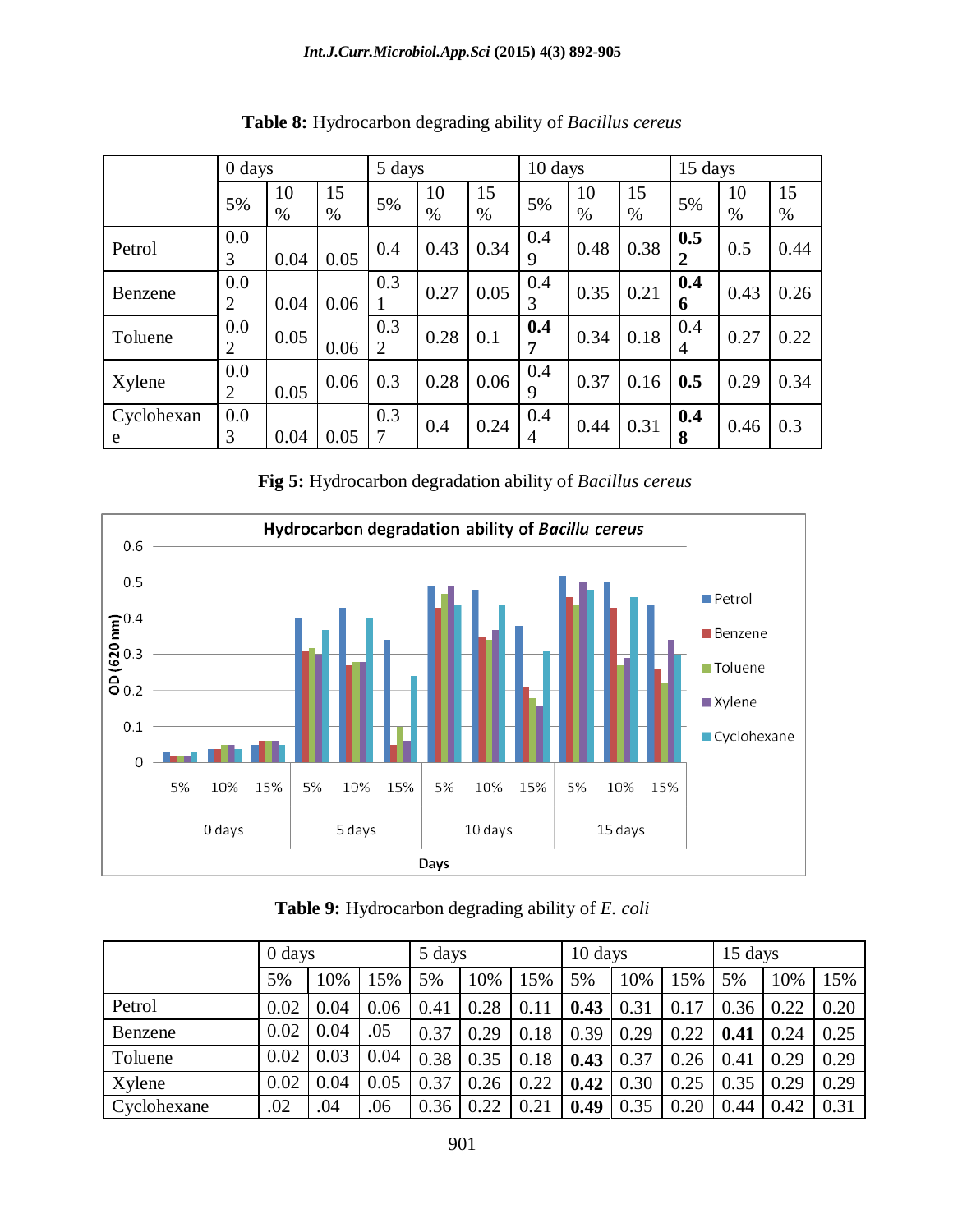**Table 8:** Hydrocarbon degrading ability of *Bacillus cereus*

| | 0 days | | | 5 days | | | 10 days | | | 15 days | | |
|---|---|---|---|---|---|---|---|---|---|---|---|---|
| | 5% | 10 % | 15 % | 5% | 10 % | 15 % | 5% | 10 % | 15 % | 5% | 10 % | 15 % |
| Petrol | 0.03 | 0.04 | 0.05 | 0.4 | 0.43 | 0.34 | 0.49 | 0.48 | 0.38 | **0.52** | 0.5 | 0.44 |
| Benzene | 0.02 | 0.04 | 0.06 | 0.31 | 0.27 | 0.05 | 0.43 | 0.35 | 0.21 | **0.46** | 0.43 | 0.26 |
| Toluene | 0.02 | 0.05 | 0.06 | 0.32 | 0.28 | 0.1 | **0.47** | 0.34 | 0.18 | 0.44 | 0.27 | 0.22 |
| Xylene | 0.02 | 0.05 | 0.06 | 0.3 | 0.28 | 0.06 | 0.49 | 0.37 | 0.16 | **0.5** | 0.29 | 0.34 |
| Cyclohexane | 0.03 | 0.04 | 0.05 | 0.37 | 0.4 | 0.24 | 0.44 | 0.44 | 0.31 | **0.48** | 0.46 | 0.3 |

**Fig 5:** Hydrocarbon degradation ability of *Bacillus cereus*

**Table 9:** Hydrocarbon degrading ability of *E. coli*

| | 0 days | | | 5 days | | | 10 days | | | 15 days | | |
|---|---|---|---|---|---|---|---|---|---|---|---|---|
| | 5% | 10% | 15% | 5% | 10% | 15% | 5% | 10% | 15% | 5% | 10% | 15% |
| Petrol | 0.02 | 0.04 | 0.06 | 0.41 | 0.28 | 0.11 | **0.43** | 0.31 | 0.17 | 0.36 | 0.22 | 0.20 |
| Benzene | 0.02 | 0.04 | .05 | 0.37 | 0.29 | 0.18 | 0.39 | 0.29 | 0.22 | **0.41** | 0.24 | 0.25 |
| Toluene | 0.02 | 0.03 | 0.04 | 0.38 | 0.35 | 0.18 | **0.43** | 0.37 | 0.26 | 0.41 | 0.29 | 0.29 |
| Xylene | 0.02 | 0.04 | 0.05 | 0.37 | 0.26 | 0.22 | **0.42** | 0.30 | 0.25 | 0.35 | 0.29 | 0.29 |
| Cyclohexane | .02 | .04 | .06 | 0.36 | 0.22 | 0.21 | **0.49** | 0.35 | 0.20 | 0.44 | 0.42 | 0.31 |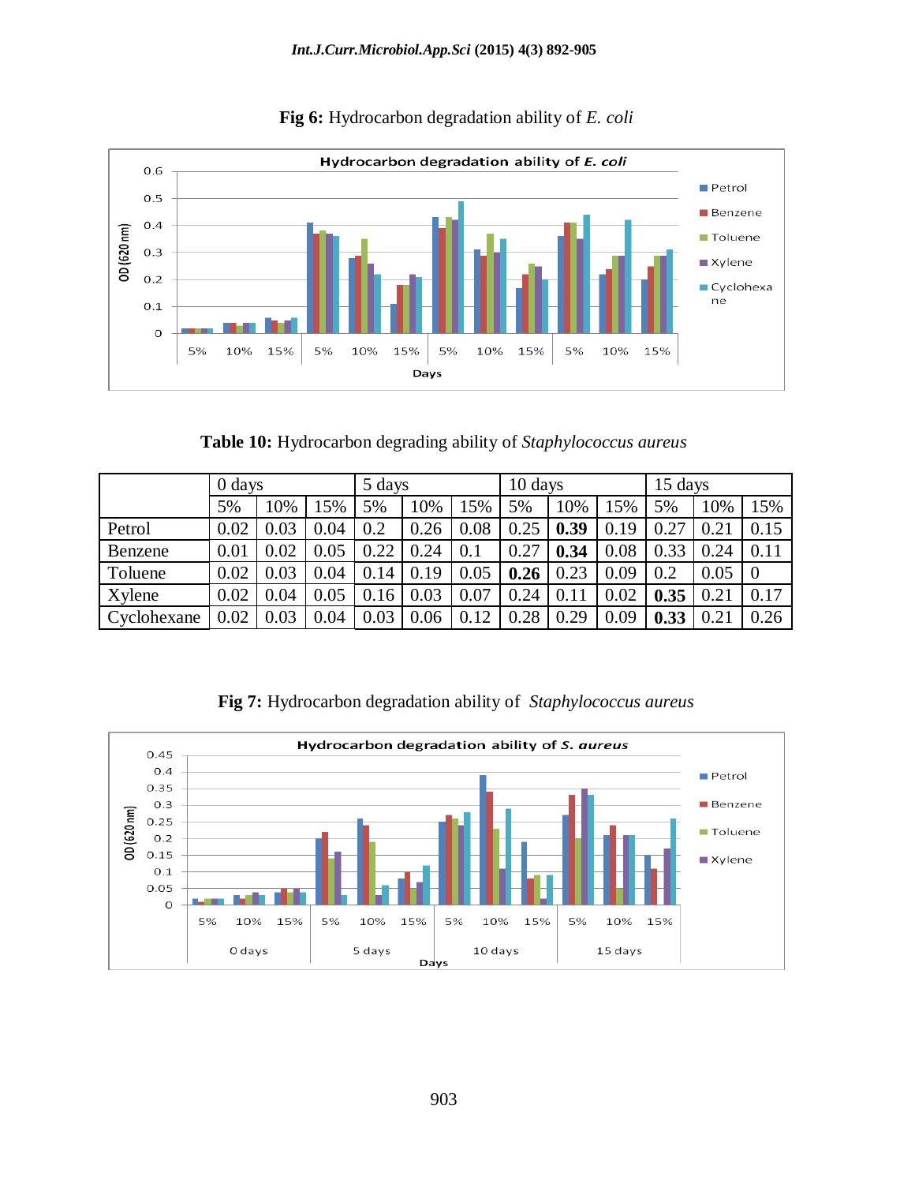**Fig 6:** Hydrocarbon degradation ability of *E. coli*

**Table 10:** Hydrocarbon degrading ability of *Staphylococcus aureus*

| | 0 days | | | 5 days | | | 10 days | | | 15 days | | |
|---|---|---|---|---|---|---|---|---|---|---|---|---|
| | 5% | 10% | 15% | 5% | 10% | 15% | 5% | 10% | 15% | 5% | 10% | 15% |
| Petrol | 0.02 | 0.03 | 0.04 | 0.2 | 0.26 | 0.08 | 0.25 | **0.39** | 0.19 | 0.27 | 0.21 | 0.15 |
| Benzene | 0.01 | 0.02 | 0.05 | 0.22 | 0.24 | 0.1 | 0.27 | **0.34** | 0.08 | 0.33 | 0.24 | 0.11 |
| Toluene | 0.02 | 0.03 | 0.04 | 0.14 | 0.19 | 0.05 | **0.26** | 0.23 | 0.09 | 0.2 | 0.05 | 0 |
| Xylene | 0.02 | 0.04 | 0.05 | 0.16 | 0.03 | 0.07 | 0.24 | 0.11 | 0.02 | **0.35** | 0.21 | 0.17 |
| Cyclohexane | 0.02 | 0.03 | 0.04 | 0.03 | 0.06 | 0.12 | 0.28 | 0.29 | 0.09 | **0.33** | 0.21 | 0.26 |

**Fig 7:** Hydrocarbon degradation ability of *Staphylococcus aureus*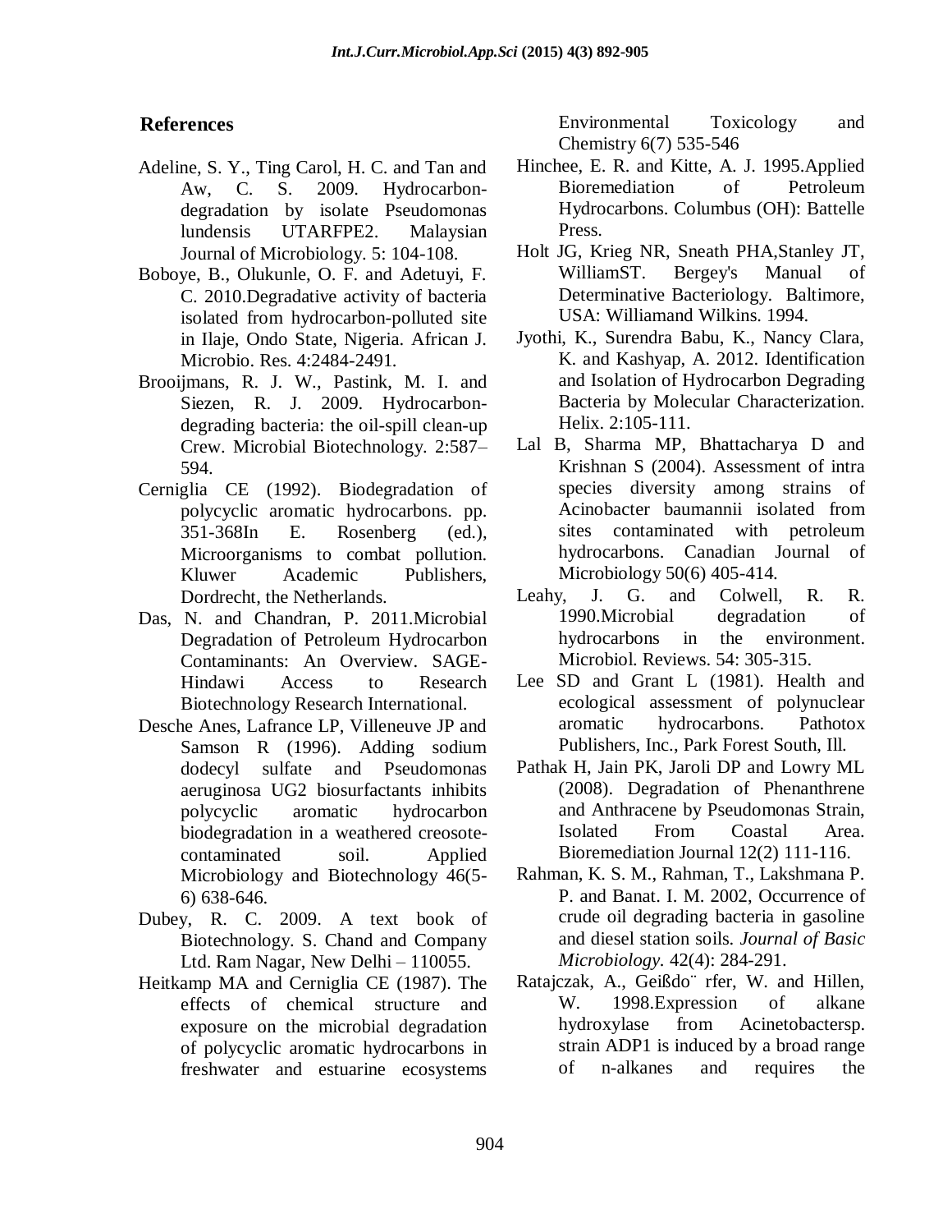## References

Adeline, S. Y., Ting Carol, H. C. and Tan and Aw, C. S. 2009. Hydrocarbon-degradation by isolate Pseudomonas lundensis UTARFPE2. Malaysian Journal of Microbiology. 5: 104-108.

Boboye, B., Olukunle, O. F. and Adetuyi, F. C. 2010.Degradative activity of bacteria isolated from hydrocarbon-polluted site in Ilaje, Ondo State, Nigeria. African J. Microbio. Res. 4:2484-2491.

Brooijmans, R. J. W., Pastink, M. I. and Siezen, R. J. 2009. Hydrocarbon-degrading bacteria: the oil-spill clean-up Crew. Microbial Biotechnology. 2:587–594.

Cerniglia CE (1992). Biodegradation of polycyclic aromatic hydrocarbons. pp. 351-368In E. Rosenberg (ed.), Microorganisms to combat pollution. Kluwer Academic Publishers, Dordrecht, the Netherlands.

Das, N. and Chandran, P. 2011.Microbial Degradation of Petroleum Hydrocarbon Contaminants: An Overview. SAGE-Hindawi Access to Research Biotechnology Research International.

Desche Anes, Lafrance LP, Villeneuve JP and Samson R (1996). Adding sodium dodecyl sulfate and Pseudomonas aeruginosa UG2 biosurfactants inhibits polycyclic aromatic hydrocarbon biodegradation in a weathered creosote-contaminated soil. Applied Microbiology and Biotechnology 46(5-6) 638-646.

Dubey, R. C. 2009. A text book of Biotechnology. S. Chand and Company Ltd. Ram Nagar, New Delhi – 110055.

Heitkamp MA and Cerniglia CE (1987). The effects of chemical structure and exposure on the microbial degradation of polycyclic aromatic hydrocarbons in freshwater and estuarine ecosystems Environmental Toxicology and Chemistry 6(7) 535-546

Hinchee, E. R. and Kitte, A. J. 1995.Applied Bioremediation of Petroleum Hydrocarbons. Columbus (OH): Battelle Press.

Holt JG, Krieg NR, Sneath PHA,Stanley JT, WilliamST. Bergey's Manual of Determinative Bacteriology. Baltimore, USA: Williamand Wilkins. 1994.

Jyothi, K., Surendra Babu, K., Nancy Clara, K. and Kashyap, A. 2012. Identification and Isolation of Hydrocarbon Degrading Bacteria by Molecular Characterization. Helix. 2:105-111.

Lal B, Sharma MP, Bhattacharya D and Krishnan S (2004). Assessment of intra species diversity among strains of Acinobacter baumannii isolated from sites contaminated with petroleum hydrocarbons. Canadian Journal of Microbiology 50(6) 405-414.

Leahy, J. G. and Colwell, R. R. 1990.Microbial degradation of hydrocarbons in the environment. Microbiol. Reviews. 54: 305-315.

Lee SD and Grant L (1981). Health and ecological assessment of polynuclear aromatic hydrocarbons. Pathotox Publishers, Inc., Park Forest South, Ill.

Pathak H, Jain PK, Jaroli DP and Lowry ML (2008). Degradation of Phenanthrene and Anthracene by Pseudomonas Strain, Isolated From Coastal Area. Bioremediation Journal 12(2) 111-116.

Rahman, K. S. M., Rahman, T., Lakshmana P. P. and Banat. I. M. 2002, Occurrence of crude oil degrading bacteria in gasoline and diesel station soils. *Journal of Basic Microbiology.* 42(4): 284-291.

Ratajczak, A., Geißdo¨ rfer, W. and Hillen, W. 1998.Expression of alkane hydroxylase from Acinetobactersp. strain ADP1 is induced by a broad range of n-alkanes and requires the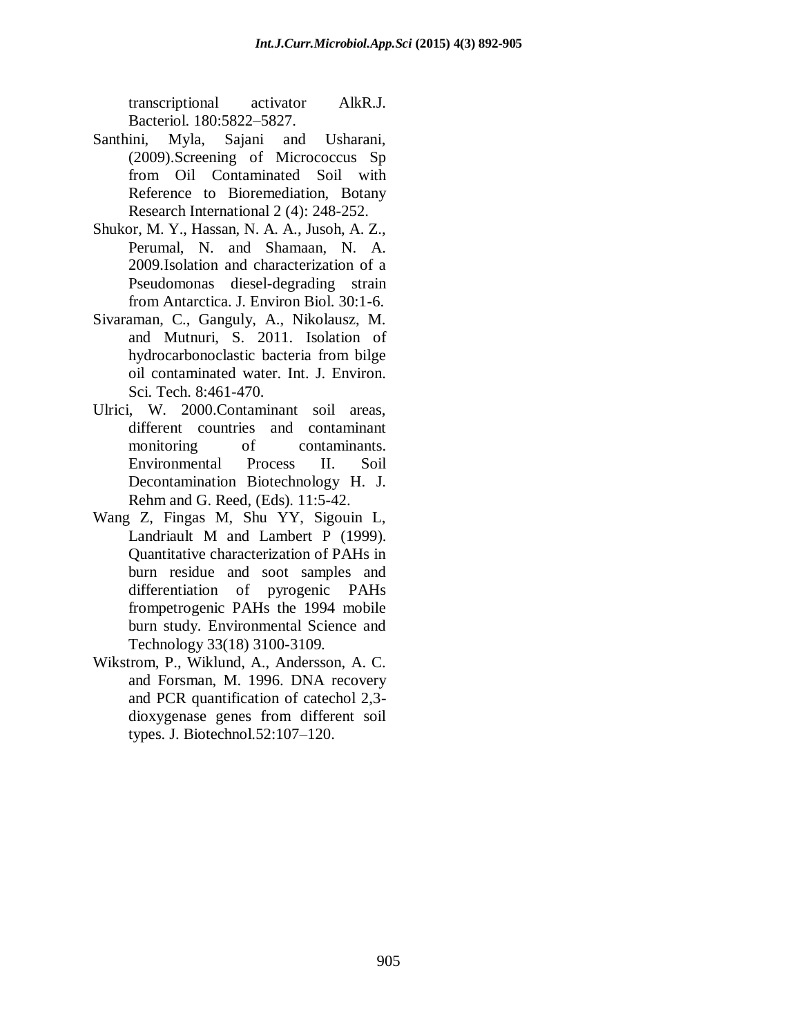transcriptional activator AlkR.J. Bacteriol. 180:5822–5827.

Santhini, Myla, Sajani and Usharani, (2009).Screening of Micrococcus Sp from Oil Contaminated Soil with Reference to Bioremediation, Botany Research International 2 (4): 248-252.

Shukor, M. Y., Hassan, N. A. A., Jusoh, A. Z., Perumal, N. and Shamaan, N. A. 2009.Isolation and characterization of a Pseudomonas diesel-degrading strain from Antarctica. J. Environ Biol. 30:1-6.

Sivaraman, C., Ganguly, A., Nikolausz, M. and Mutnuri, S. 2011. Isolation of hydrocarbonoclastic bacteria from bilge oil contaminated water. Int. J. Environ. Sci. Tech. 8:461-470.

Ulrici, W. 2000.Contaminant soil areas, different countries and contaminant monitoring of contaminants. Environmental Process II. Soil Decontamination Biotechnology H. J. Rehm and G. Reed, (Eds). 11:5-42.

Wang Z, Fingas M, Shu YY, Sigouin L, Landriault M and Lambert P (1999). Quantitative characterization of PAHs in burn residue and soot samples and differentiation of pyrogenic PAHs frompetrogenic PAHs the 1994 mobile burn study. Environmental Science and Technology 33(18) 3100-3109.

Wikstrom, P., Wiklund, A., Andersson, A. C. and Forsman, M. 1996. DNA recovery and PCR quantification of catechol 2,3-dioxygenase genes from different soil types. J. Biotechnol.52:107–120.